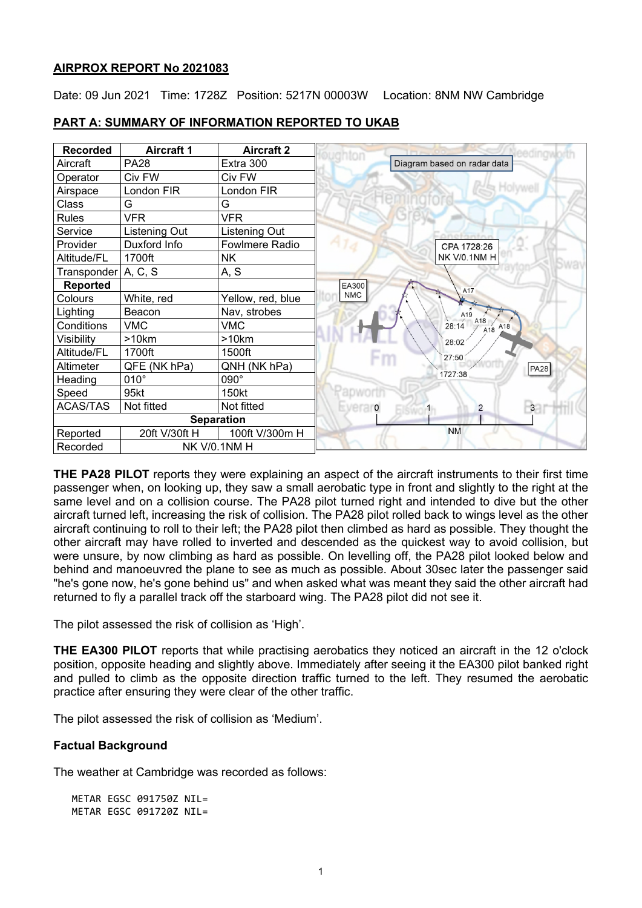**AIRPROX REPORT No 2021083**

Date: 09 Jun 2021 Time: 1728Z Position: 5217N 00003W Location: 8NM NW Cambridge

**PART A: SUMMARY OF INFORMATION REPORTED TO UKAB**

| Recorded | Aircraft 1 | Aircraft 2 |
|---|---|---|
| Aircraft | PA28 | Extra 300 |
| Operator | Civ FW | Civ FW |
| Airspace | London FIR | London FIR |
| Class | G | G |
| Rules | VFR | VFR |
| Service | Listening Out | Listening Out |
| Provider | Duxford Info | Fowlmere Radio |
| Altitude/FL | 1700ft | NK |
| Transponder | A, C, S | A, S |
| **Reported** | | |
| Colours | White, red | Yellow, red, blue |
| Lighting | Beacon | Nav, strobes |
| Conditions | VMC | VMC |
| Visibility | >10km | >10km |
| Altitude/FL | 1700ft | 1500ft |
| Altimeter | QFE (NK hPa) | QNH (NK hPa) |
| Heading | 010° | 090° |
| Speed | 95kt | 150kt |
| ACAS/TAS | Not fitted | Not fitted |
| **Separation** | | |
| Reported | 20ft V/30ft H | 100ft V/300m H |
| Recorded | NK V/0.1NM H | |

Diagram based on radar data

**THE PA28 PILOT** reports they were explaining an aspect of the aircraft instruments to their first time passenger when, on looking up, they saw a small aerobatic type in front and slightly to the right at the same level and on a collision course. The PA28 pilot turned right and intended to dive but the other aircraft turned left, increasing the risk of collision. The PA28 pilot rolled back to wings level as the other aircraft continuing to roll to their left; the PA28 pilot then climbed as hard as possible. They thought the other aircraft may have rolled to inverted and descended as the quickest way to avoid collision, but were unsure, by now climbing as hard as possible. On levelling off, the PA28 pilot looked below and behind and manoeuvred the plane to see as much as possible. About 30sec later the passenger said "he's gone now, he's gone behind us" and when asked what was meant they said the other aircraft had returned to fly a parallel track off the starboard wing. The PA28 pilot did not see it.

The pilot assessed the risk of collision as 'High'.

**THE EA300 PILOT** reports that while practising aerobatics they noticed an aircraft in the 12 o'clock position, opposite heading and slightly above. Immediately after seeing it the EA300 pilot banked right and pulled to climb as the opposite direction traffic turned to the left. They resumed the aerobatic practice after ensuring they were clear of the other traffic.

The pilot assessed the risk of collision as 'Medium'.

### Factual Background

The weather at Cambridge was recorded as follows:

```
METAR EGSC 091750Z NIL=
METAR EGSC 091720Z NIL=
```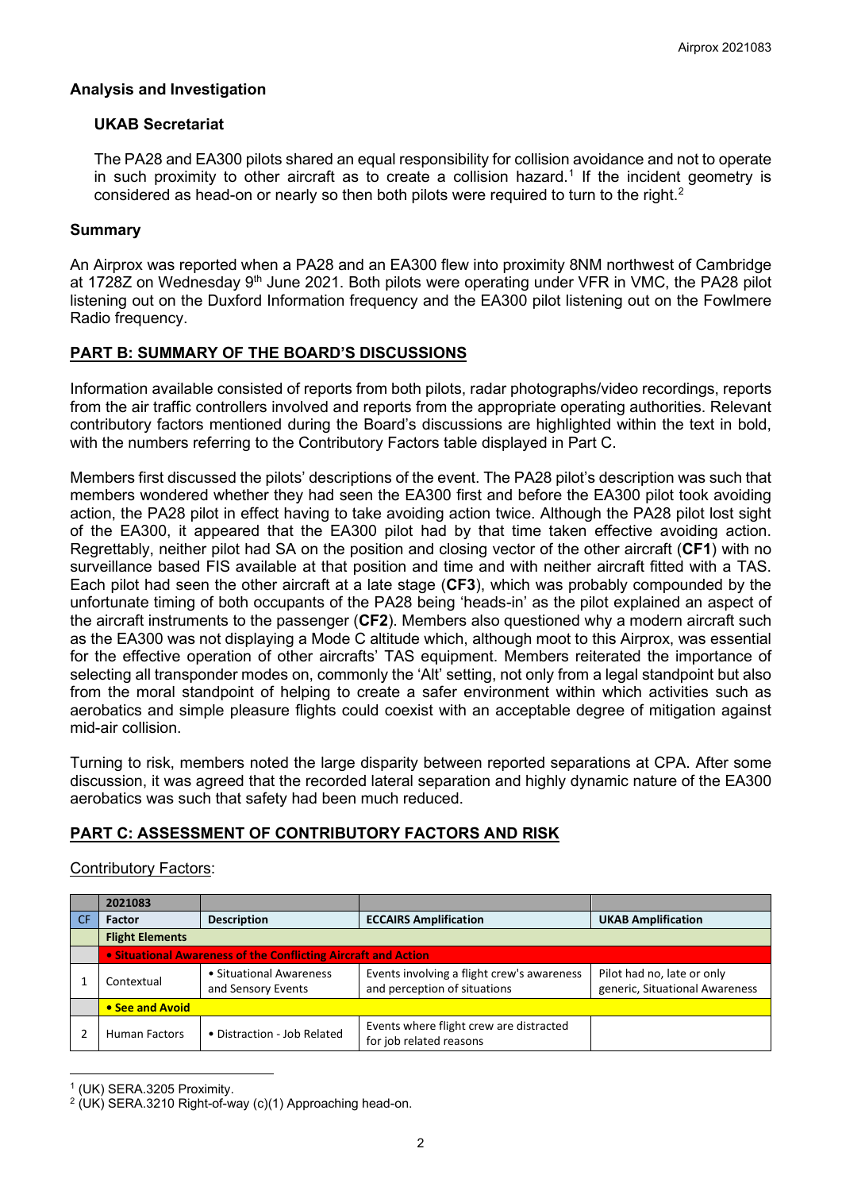## Analysis and Investigation

### UKAB Secretariat

The PA28 and EA300 pilots shared an equal responsibility for collision avoidance and not to operate in such proximity to other aircraft as to create a collision hazard.[1] If the incident geometry is considered as head-on or nearly so then both pilots were required to turn to the right.[2]

## Summary

An Airprox was reported when a PA28 and an EA300 flew into proximity 8NM northwest of Cambridge at 1728Z on Wednesday 9th June 2021. Both pilots were operating under VFR in VMC, the PA28 pilot listening out on the Duxford Information frequency and the EA300 pilot listening out on the Fowlmere Radio frequency.

## PART B: SUMMARY OF THE BOARD'S DISCUSSIONS

Information available consisted of reports from both pilots, radar photographs/video recordings, reports from the air traffic controllers involved and reports from the appropriate operating authorities. Relevant contributory factors mentioned during the Board's discussions are highlighted within the text in bold, with the numbers referring to the Contributory Factors table displayed in Part C.

Members first discussed the pilots' descriptions of the event. The PA28 pilot's description was such that members wondered whether they had seen the EA300 first and before the EA300 pilot took avoiding action, the PA28 pilot in effect having to take avoiding action twice. Although the PA28 pilot lost sight of the EA300, it appeared that the EA300 pilot had by that time taken effective avoiding action. Regrettably, neither pilot had SA on the position and closing vector of the other aircraft (**CF1**) with no surveillance based FIS available at that position and time and with neither aircraft fitted with a TAS. Each pilot had seen the other aircraft at a late stage (**CF3**), which was probably compounded by the unfortunate timing of both occupants of the PA28 being 'heads-in' as the pilot explained an aspect of the aircraft instruments to the passenger (**CF2**). Members also questioned why a modern aircraft such as the EA300 was not displaying a Mode C altitude which, although moot to this Airprox, was essential for the effective operation of other aircrafts' TAS equipment. Members reiterated the importance of selecting all transponder modes on, commonly the 'Alt' setting, not only from a legal standpoint but also from the moral standpoint of helping to create a safer environment within which activities such as aerobatics and simple pleasure flights could coexist with an acceptable degree of mitigation against mid-air collision.

Turning to risk, members noted the large disparity between reported separations at CPA. After some discussion, it was agreed that the recorded lateral separation and highly dynamic nature of the EA300 aerobatics was such that safety had been much reduced.

## PART C: ASSESSMENT OF CONTRIBUTORY FACTORS AND RISK

Contributory Factors:

| | 2021083 | | | |
|---|---|---|---|---|
| CF | Factor | Description | ECCAIRS Amplification | UKAB Amplification |
| | Flight Elements | | | |
| | • Situational Awareness of the Conflicting Aircraft and Action | | | |
| 1 | Contextual | • Situational Awareness and Sensory Events | Events involving a flight crew's awareness and perception of situations | Pilot had no, late or only generic, Situational Awareness |
| | • See and Avoid | | | |
| 2 | Human Factors | • Distraction - Job Related | Events where flight crew are distracted for job related reasons | |

[1] (UK) SERA.3205 Proximity.

[2] (UK) SERA.3210 Right-of-way (c)(1) Approaching head-on.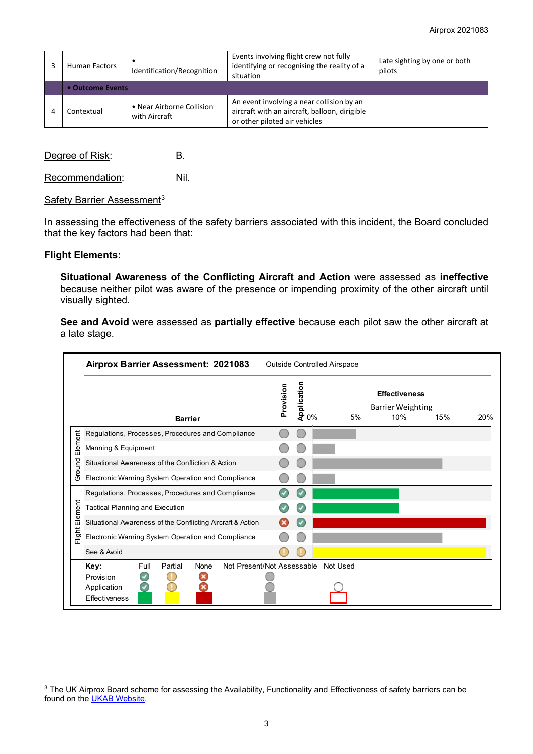| | | | | |
|---|---|---|---|---|
| 3 | Human Factors | • Identification/Recognition | Events involving flight crew not fully identifying or recognising the reality of a situation | Late sighting by one or both pilots |
| | • Outcome Events | | | |
| 4 | Contextual | • Near Airborne Collision with Aircraft | An event involving a near collision by an aircraft with an aircraft, balloon, dirigible or other piloted air vehicles | |

Degree of Risk: B.

Recommendation: Nil.

Safety Barrier Assessment[3]

In assessing the effectiveness of the safety barriers associated with this incident, the Board concluded that the key factors had been that:

**Flight Elements:**

**Situational Awareness of the Conflicting Aircraft and Action** were assessed as **ineffective** because neither pilot was aware of the presence or impending proximity of the other aircraft until visually sighted.

**See and Avoid** were assessed as **partially effective** because each pilot saw the other aircraft at a late stage.

**Airprox Barrier Assessment: 2021083** Outside Controlled Airspace

Barrier
Provision
Application
Effectiveness
Barrier Weighting
0% 5% 10% 15% 20%

Ground Element
Regulations, Processes, Procedures and Compliance
Manning & Equipment
Situational Awareness of the Confliction & Action
Electronic Warning System Operation and Compliance

Flight Element
Regulations, Processes, Procedures and Compliance
Tactical Planning and Execution
Situational Awareness of the Conflicting Aircraft & Action
Electronic Warning System Operation and Compliance
See & Avoid

Key: Full Partial None Not Present/Not Assessable Not Used
Provision
Application
Effectiveness

[3] The UK Airprox Board scheme for assessing the Availability, Functionality and Effectiveness of safety barriers can be found on the UKAB Website.